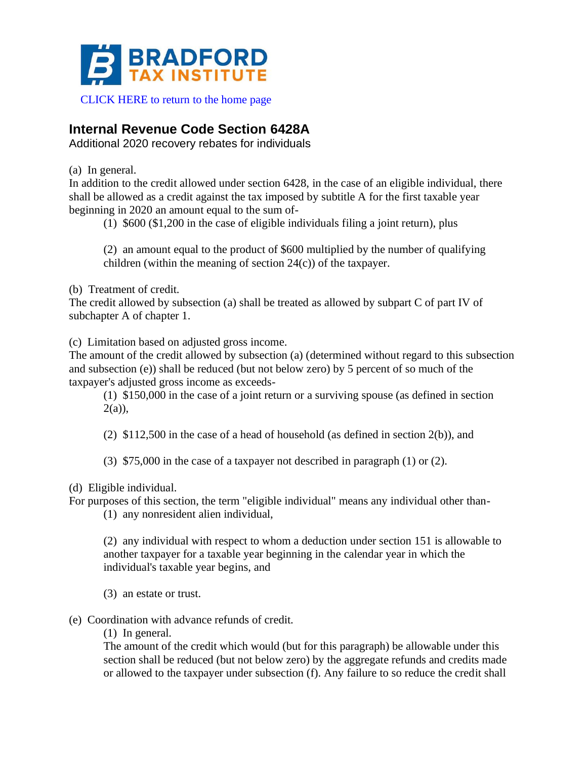BRADFORD TAX INSTITUTE

CLICK HERE to return to the home page

## Internal Revenue Code Section 6428A

Additional 2020 recovery rebates for individuals

(a) In general.

In addition to the credit allowed under section 6428, in the case of an eligible individual, there shall be allowed as a credit against the tax imposed by subtitle A for the first taxable year beginning in 2020 an amount equal to the sum of-

(1) $600 ($1,200 in the case of eligible individuals filing a joint return), plus

(2) an amount equal to the product of $600 multiplied by the number of qualifying children (within the meaning of section 24(c)) of the taxpayer.

(b) Treatment of credit.

The credit allowed by subsection (a) shall be treated as allowed by subpart C of part IV of subchapter A of chapter 1.

(c) Limitation based on adjusted gross income.

The amount of the credit allowed by subsection (a) (determined without regard to this subsection and subsection (e)) shall be reduced (but not below zero) by 5 percent of so much of the taxpayer's adjusted gross income as exceeds-

(1) $150,000 in the case of a joint return or a surviving spouse (as defined in section 2(a)),

(2) $112,500 in the case of a head of household (as defined in section 2(b)), and

(3) $75,000 in the case of a taxpayer not described in paragraph (1) or (2).

(d) Eligible individual.

For purposes of this section, the term "eligible individual" means any individual other than-

(1) any nonresident alien individual,

(2) any individual with respect to whom a deduction under section 151 is allowable to another taxpayer for a taxable year beginning in the calendar year in which the individual's taxable year begins, and

(3) an estate or trust.

(e) Coordination with advance refunds of credit.

(1) In general.

The amount of the credit which would (but for this paragraph) be allowable under this section shall be reduced (but not below zero) by the aggregate refunds and credits made or allowed to the taxpayer under subsection (f). Any failure to so reduce the credit shall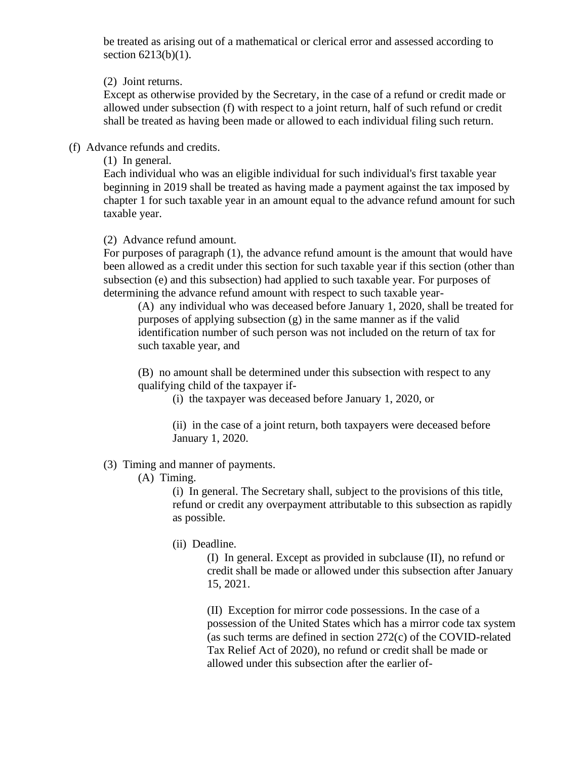be treated as arising out of a mathematical or clerical error and assessed according to section 6213(b)(1).

(2) Joint returns.
Except as otherwise provided by the Secretary, in the case of a refund or credit made or allowed under subsection (f) with respect to a joint return, half of such refund or credit shall be treated as having been made or allowed to each individual filing such return.

(f) Advance refunds and credits.

(1) In general.
Each individual who was an eligible individual for such individual's first taxable year beginning in 2019 shall be treated as having made a payment against the tax imposed by chapter 1 for such taxable year in an amount equal to the advance refund amount for such taxable year.

(2) Advance refund amount.
For purposes of paragraph (1), the advance refund amount is the amount that would have been allowed as a credit under this section for such taxable year if this section (other than subsection (e) and this subsection) had applied to such taxable year. For purposes of determining the advance refund amount with respect to such taxable year-

(A) any individual who was deceased before January 1, 2020, shall be treated for purposes of applying subsection (g) in the same manner as if the valid identification number of such person was not included on the return of tax for such taxable year, and

(B) no amount shall be determined under this subsection with respect to any qualifying child of the taxpayer if-

(i) the taxpayer was deceased before January 1, 2020, or

(ii) in the case of a joint return, both taxpayers were deceased before January 1, 2020.

(3) Timing and manner of payments.

(A) Timing.

(i) In general. The Secretary shall, subject to the provisions of this title, refund or credit any overpayment attributable to this subsection as rapidly as possible.

(ii) Deadline.

(I) In general. Except as provided in subclause (II), no refund or credit shall be made or allowed under this subsection after January 15, 2021.

(II) Exception for mirror code possessions. In the case of a possession of the United States which has a mirror code tax system (as such terms are defined in section 272(c) of the COVID-related Tax Relief Act of 2020), no refund or credit shall be made or allowed under this subsection after the earlier of-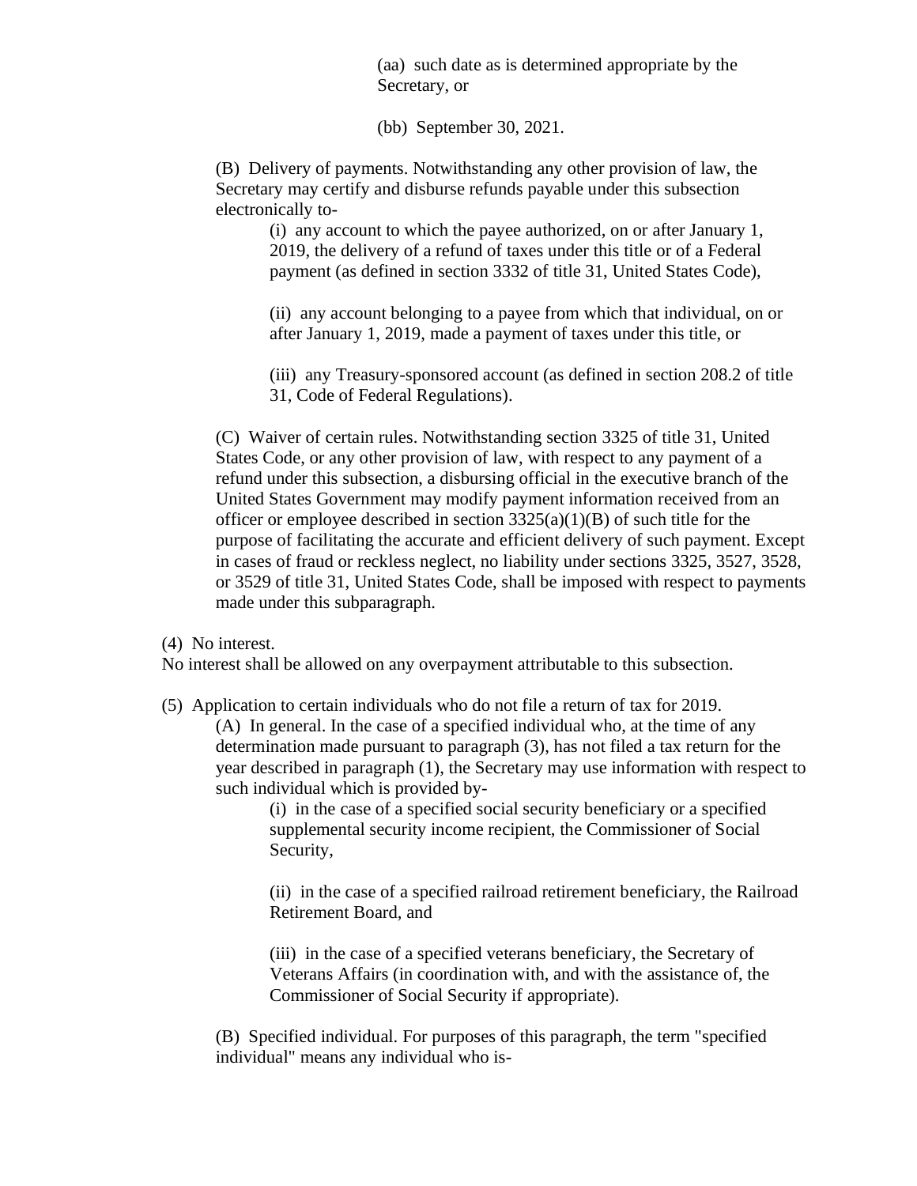(aa) such date as is determined appropriate by the Secretary, or

(bb) September 30, 2021.

(B) Delivery of payments. Notwithstanding any other provision of law, the Secretary may certify and disburse refunds payable under this subsection electronically to-

(i) any account to which the payee authorized, on or after January 1, 2019, the delivery of a refund of taxes under this title or of a Federal payment (as defined in section 3332 of title 31, United States Code),

(ii) any account belonging to a payee from which that individual, on or after January 1, 2019, made a payment of taxes under this title, or

(iii) any Treasury-sponsored account (as defined in section 208.2 of title 31, Code of Federal Regulations).

(C) Waiver of certain rules. Notwithstanding section 3325 of title 31, United States Code, or any other provision of law, with respect to any payment of a refund under this subsection, a disbursing official in the executive branch of the United States Government may modify payment information received from an officer or employee described in section 3325(a)(1)(B) of such title for the purpose of facilitating the accurate and efficient delivery of such payment. Except in cases of fraud or reckless neglect, no liability under sections 3325, 3527, 3528, or 3529 of title 31, United States Code, shall be imposed with respect to payments made under this subparagraph.

(4) No interest.

No interest shall be allowed on any overpayment attributable to this subsection.

(5) Application to certain individuals who do not file a return of tax for 2019.

(A) In general. In the case of a specified individual who, at the time of any determination made pursuant to paragraph (3), has not filed a tax return for the year described in paragraph (1), the Secretary may use information with respect to such individual which is provided by-

(i) in the case of a specified social security beneficiary or a specified supplemental security income recipient, the Commissioner of Social Security,

(ii) in the case of a specified railroad retirement beneficiary, the Railroad Retirement Board, and

(iii) in the case of a specified veterans beneficiary, the Secretary of Veterans Affairs (in coordination with, and with the assistance of, the Commissioner of Social Security if appropriate).

(B) Specified individual. For purposes of this paragraph, the term "specified individual" means any individual who is-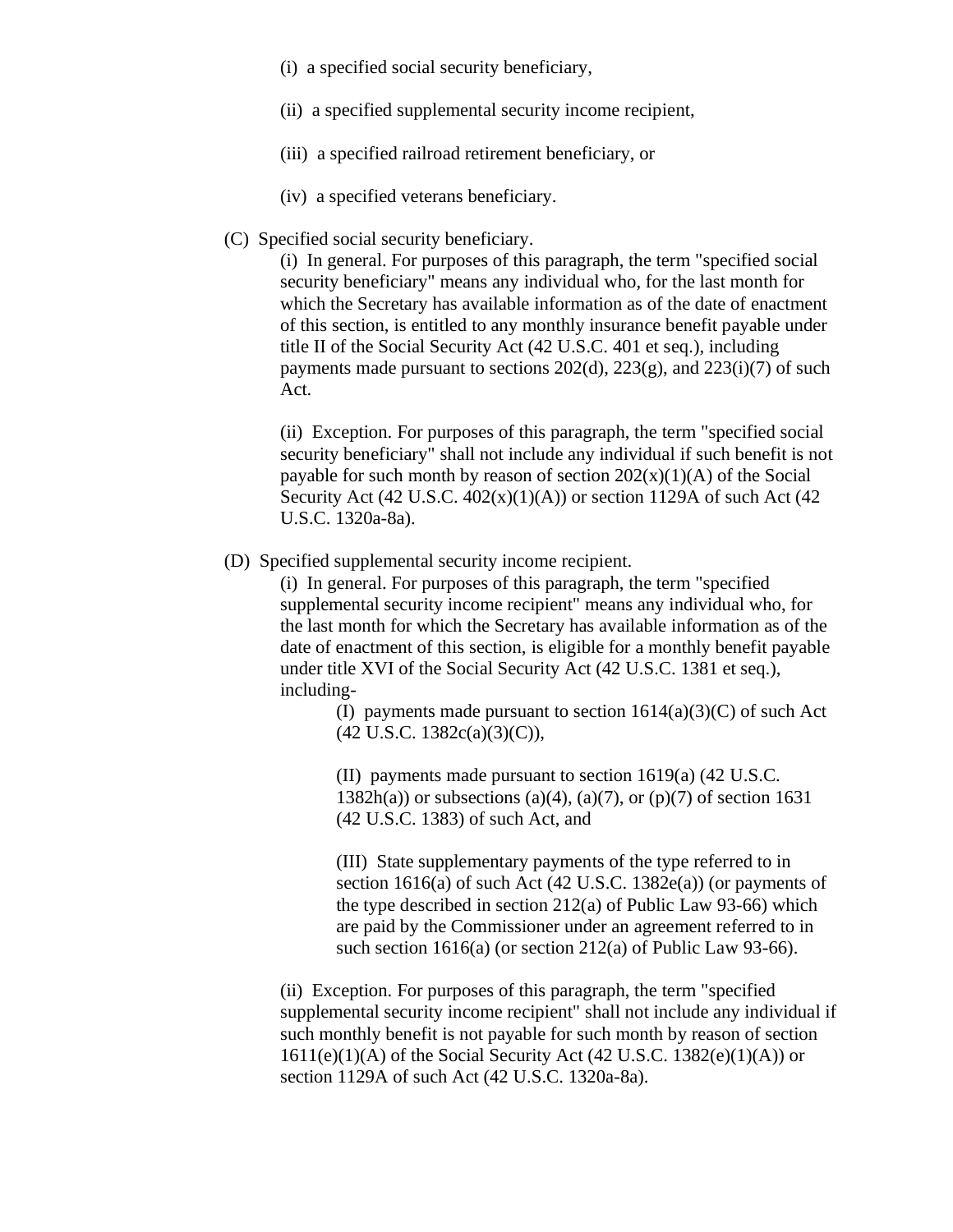(i) a specified social security beneficiary,

(ii) a specified supplemental security income recipient,

(iii) a specified railroad retirement beneficiary, or

(iv) a specified veterans beneficiary.

(C) Specified social security beneficiary.

(i) In general. For purposes of this paragraph, the term "specified social security beneficiary" means any individual who, for the last month for which the Secretary has available information as of the date of enactment of this section, is entitled to any monthly insurance benefit payable under title II of the Social Security Act (42 U.S.C. 401 et seq.), including payments made pursuant to sections 202(d), 223(g), and 223(i)(7) of such Act.

(ii) Exception. For purposes of this paragraph, the term "specified social security beneficiary" shall not include any individual if such benefit is not payable for such month by reason of section 202(x)(1)(A) of the Social Security Act (42 U.S.C. 402(x)(1)(A)) or section 1129A of such Act (42 U.S.C. 1320a-8a).

(D) Specified supplemental security income recipient.

(i) In general. For purposes of this paragraph, the term "specified supplemental security income recipient" means any individual who, for the last month for which the Secretary has available information as of the date of enactment of this section, is eligible for a monthly benefit payable under title XVI of the Social Security Act (42 U.S.C. 1381 et seq.), including-

(I) payments made pursuant to section 1614(a)(3)(C) of such Act (42 U.S.C. 1382c(a)(3)(C)),

(II) payments made pursuant to section 1619(a) (42 U.S.C. 1382h(a)) or subsections (a)(4), (a)(7), or (p)(7) of section 1631 (42 U.S.C. 1383) of such Act, and

(III) State supplementary payments of the type referred to in section 1616(a) of such Act (42 U.S.C. 1382e(a)) (or payments of the type described in section 212(a) of Public Law 93-66) which are paid by the Commissioner under an agreement referred to in such section 1616(a) (or section 212(a) of Public Law 93-66).

(ii) Exception. For purposes of this paragraph, the term "specified supplemental security income recipient" shall not include any individual if such monthly benefit is not payable for such month by reason of section 1611(e)(1)(A) of the Social Security Act (42 U.S.C. 1382(e)(1)(A)) or section 1129A of such Act (42 U.S.C. 1320a-8a).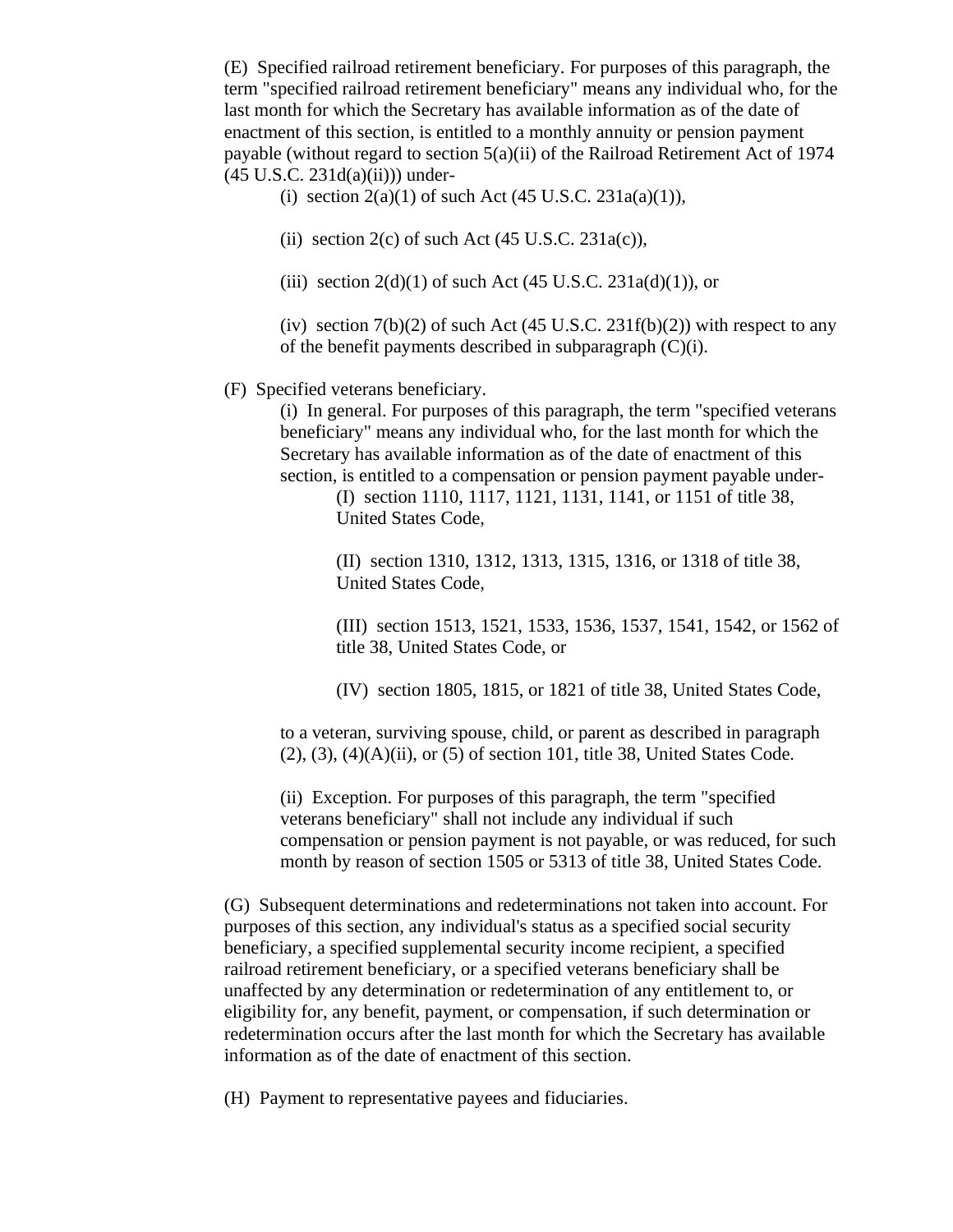(E) Specified railroad retirement beneficiary. For purposes of this paragraph, the term "specified railroad retirement beneficiary" means any individual who, for the last month for which the Secretary has available information as of the date of enactment of this section, is entitled to a monthly annuity or pension payment payable (without regard to section 5(a)(ii) of the Railroad Retirement Act of 1974 (45 U.S.C. 231d(a)(ii))) under-

(i) section 2(a)(1) of such Act (45 U.S.C. 231a(a)(1)),

(ii) section 2(c) of such Act (45 U.S.C. 231a(c)),

(iii) section 2(d)(1) of such Act (45 U.S.C. 231a(d)(1)), or

(iv) section 7(b)(2) of such Act (45 U.S.C. 231f(b)(2)) with respect to any of the benefit payments described in subparagraph (C)(i).

(F) Specified veterans beneficiary.

(i) In general. For purposes of this paragraph, the term "specified veterans beneficiary" means any individual who, for the last month for which the Secretary has available information as of the date of enactment of this section, is entitled to a compensation or pension payment payable under-

(I) section 1110, 1117, 1121, 1131, 1141, or 1151 of title 38, United States Code,

(II) section 1310, 1312, 1313, 1315, 1316, or 1318 of title 38, United States Code,

(III) section 1513, 1521, 1533, 1536, 1537, 1541, 1542, or 1562 of title 38, United States Code, or

(IV) section 1805, 1815, or 1821 of title 38, United States Code,

to a veteran, surviving spouse, child, or parent as described in paragraph (2), (3), (4)(A)(ii), or (5) of section 101, title 38, United States Code.

(ii) Exception. For purposes of this paragraph, the term "specified veterans beneficiary" shall not include any individual if such compensation or pension payment is not payable, or was reduced, for such month by reason of section 1505 or 5313 of title 38, United States Code.

(G) Subsequent determinations and redeterminations not taken into account. For purposes of this section, any individual's status as a specified social security beneficiary, a specified supplemental security income recipient, a specified railroad retirement beneficiary, or a specified veterans beneficiary shall be unaffected by any determination or redetermination of any entitlement to, or eligibility for, any benefit, payment, or compensation, if such determination or redetermination occurs after the last month for which the Secretary has available information as of the date of enactment of this section.

(H) Payment to representative payees and fiduciaries.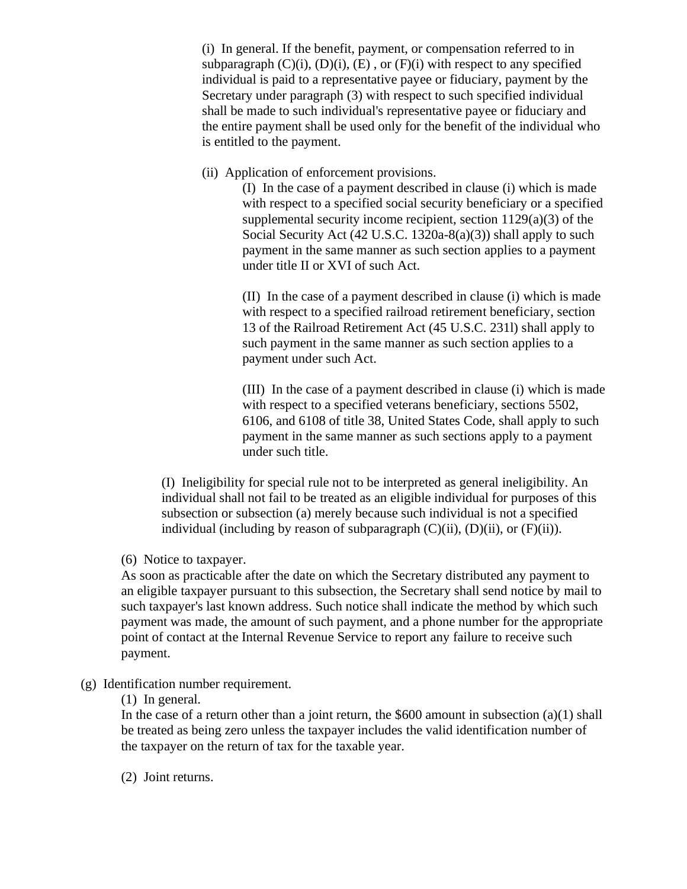(i) In general. If the benefit, payment, or compensation referred to in subparagraph (C)(i), (D)(i), (E) , or (F)(i) with respect to any specified individual is paid to a representative payee or fiduciary, payment by the Secretary under paragraph (3) with respect to such specified individual shall be made to such individual's representative payee or fiduciary and the entire payment shall be used only for the benefit of the individual who is entitled to the payment.

(ii) Application of enforcement provisions.

(I) In the case of a payment described in clause (i) which is made with respect to a specified social security beneficiary or a specified supplemental security income recipient, section 1129(a)(3) of the Social Security Act (42 U.S.C. 1320a-8(a)(3)) shall apply to such payment in the same manner as such section applies to a payment under title II or XVI of such Act.

(II) In the case of a payment described in clause (i) which is made with respect to a specified railroad retirement beneficiary, section 13 of the Railroad Retirement Act (45 U.S.C. 231l) shall apply to such payment in the same manner as such section applies to a payment under such Act.

(III) In the case of a payment described in clause (i) which is made with respect to a specified veterans beneficiary, sections 5502, 6106, and 6108 of title 38, United States Code, shall apply to such payment in the same manner as such sections apply to a payment under such title.

(I) Ineligibility for special rule not to be interpreted as general ineligibility. An individual shall not fail to be treated as an eligible individual for purposes of this subsection or subsection (a) merely because such individual is not a specified individual (including by reason of subparagraph (C)(ii), (D)(ii), or (F)(ii)).

(6) Notice to taxpayer.

As soon as practicable after the date on which the Secretary distributed any payment to an eligible taxpayer pursuant to this subsection, the Secretary shall send notice by mail to such taxpayer's last known address. Such notice shall indicate the method by which such payment was made, the amount of such payment, and a phone number for the appropriate point of contact at the Internal Revenue Service to report any failure to receive such payment.

(g) Identification number requirement.

(1) In general.

In the case of a return other than a joint return, the $600 amount in subsection (a)(1) shall be treated as being zero unless the taxpayer includes the valid identification number of the taxpayer on the return of tax for the taxable year.

(2) Joint returns.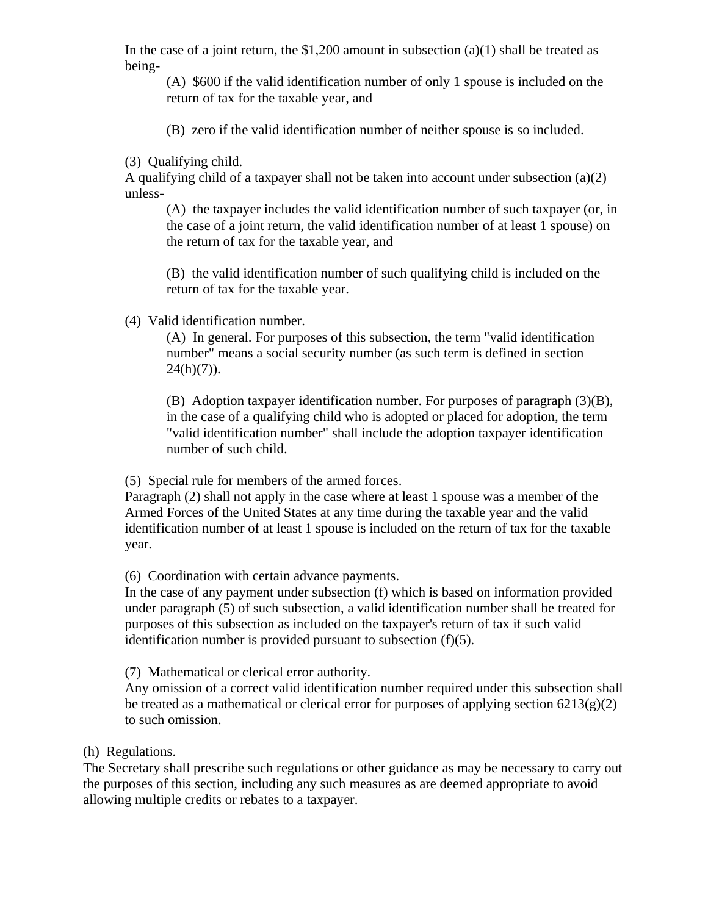In the case of a joint return, the $1,200 amount in subsection (a)(1) shall be treated as being-

(A) $600 if the valid identification number of only 1 spouse is included on the return of tax for the taxable year, and

(B) zero if the valid identification number of neither spouse is so included.

(3) Qualifying child.

A qualifying child of a taxpayer shall not be taken into account under subsection (a)(2) unless-

(A) the taxpayer includes the valid identification number of such taxpayer (or, in the case of a joint return, the valid identification number of at least 1 spouse) on the return of tax for the taxable year, and

(B) the valid identification number of such qualifying child is included on the return of tax for the taxable year.

(4) Valid identification number.

(A) In general. For purposes of this subsection, the term "valid identification number" means a social security number (as such term is defined in section 24(h)(7)).

(B) Adoption taxpayer identification number. For purposes of paragraph (3)(B), in the case of a qualifying child who is adopted or placed for adoption, the term "valid identification number" shall include the adoption taxpayer identification number of such child.

(5) Special rule for members of the armed forces.

Paragraph (2) shall not apply in the case where at least 1 spouse was a member of the Armed Forces of the United States at any time during the taxable year and the valid identification number of at least 1 spouse is included on the return of tax for the taxable year.

(6) Coordination with certain advance payments.

In the case of any payment under subsection (f) which is based on information provided under paragraph (5) of such subsection, a valid identification number shall be treated for purposes of this subsection as included on the taxpayer's return of tax if such valid identification number is provided pursuant to subsection (f)(5).

(7) Mathematical or clerical error authority.

Any omission of a correct valid identification number required under this subsection shall be treated as a mathematical or clerical error for purposes of applying section 6213(g)(2) to such omission.

(h) Regulations.

The Secretary shall prescribe such regulations or other guidance as may be necessary to carry out the purposes of this section, including any such measures as are deemed appropriate to avoid allowing multiple credits or rebates to a taxpayer.